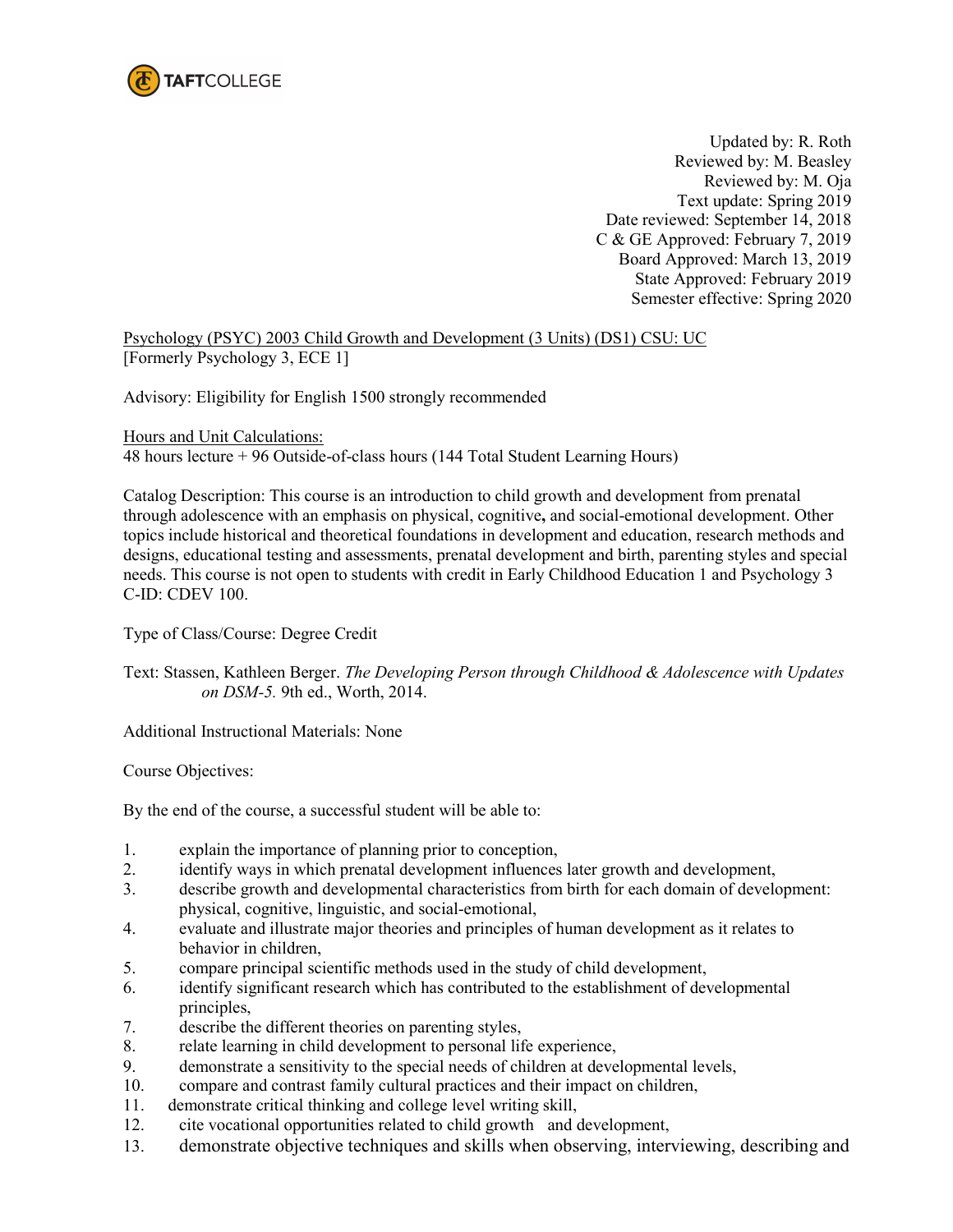TAFTCOLLEGE

Updated by: R. Roth
Reviewed by: M. Beasley
Reviewed by: M. Oja
Text update: Spring 2019
Date reviewed: September 14, 2018
C & GE Approved: February 7, 2019
Board Approved: March 13, 2019
State Approved: February 2019
Semester effective: Spring 2020

Psychology (PSYC) 2003 Child Growth and Development (3 Units) (DS1) CSU: UC
[Formerly Psychology 3, ECE 1]

Advisory: Eligibility for English 1500 strongly recommended

Hours and Unit Calculations:
48 hours lecture + 96 Outside-of-class hours (144 Total Student Learning Hours)

Catalog Description: This course is an introduction to child growth and development from prenatal through adolescence with an emphasis on physical, cognitive**,** and social-emotional development. Other topics include historical and theoretical foundations in development and education, research methods and designs, educational testing and assessments, prenatal development and birth, parenting styles and special needs. This course is not open to students with credit in Early Childhood Education 1 and Psychology 3 C-ID: CDEV 100.

Type of Class/Course: Degree Credit

Text: Stassen, Kathleen Berger. *The Developing Person through Childhood & Adolescence with Updates on DSM-5.* 9th ed., Worth, 2014.

Additional Instructional Materials: None

Course Objectives:

By the end of the course, a successful student will be able to:

1. explain the importance of planning prior to conception,
2. identify ways in which prenatal development influences later growth and development,
3. describe growth and developmental characteristics from birth for each domain of development: physical, cognitive, linguistic, and social-emotional,
4. evaluate and illustrate major theories and principles of human development as it relates to behavior in children,
5. compare principal scientific methods used in the study of child development,
6. identify significant research which has contributed to the establishment of developmental principles,
7. describe the different theories on parenting styles,
8. relate learning in child development to personal life experience,
9. demonstrate a sensitivity to the special needs of children at developmental levels,
10. compare and contrast family cultural practices and their impact on children,
11. demonstrate critical thinking and college level writing skill,
12. cite vocational opportunities related to child growth and development,
13. demonstrate objective techniques and skills when observing, interviewing, describing and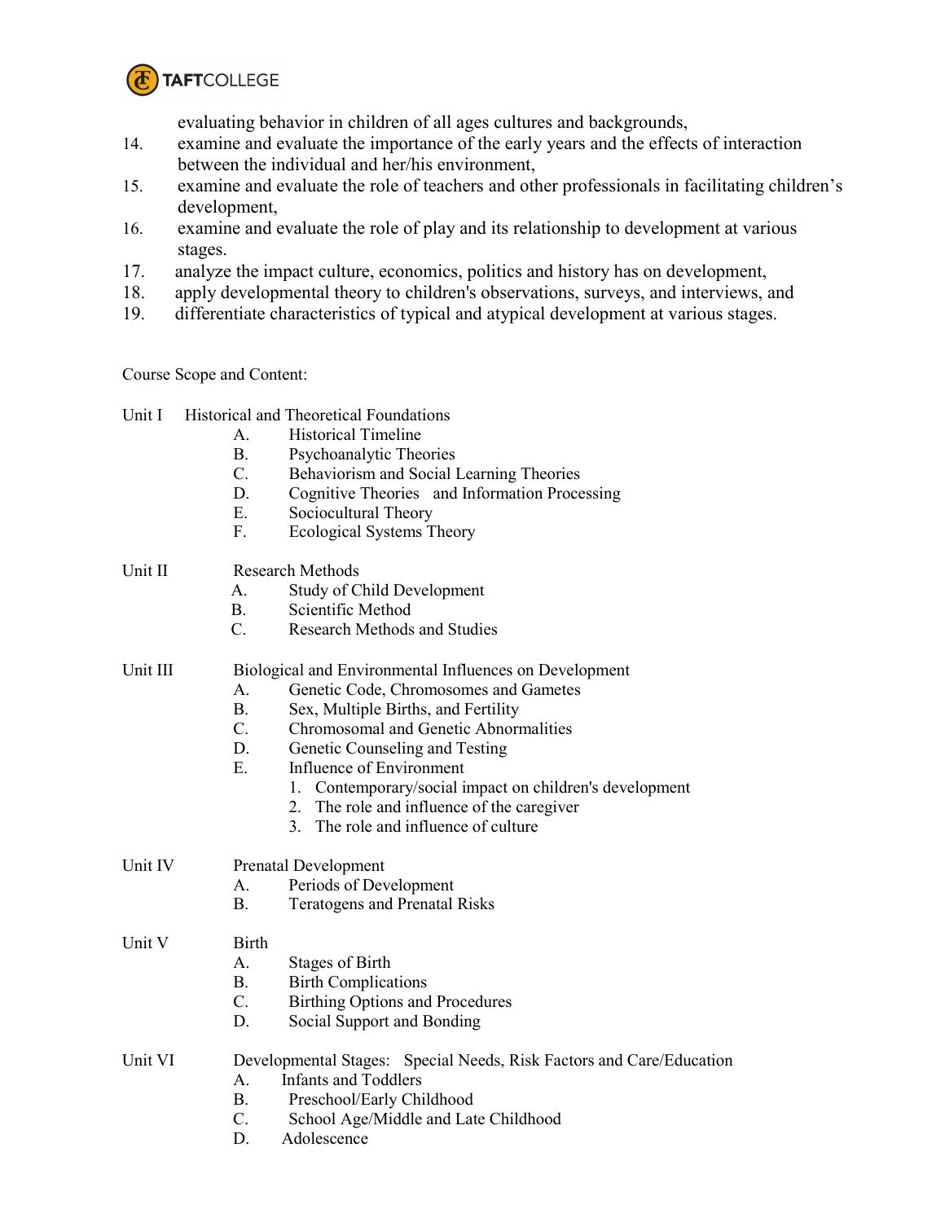evaluating behavior in children of all ages cultures and backgrounds,

14. examine and evaluate the importance of the early years and the effects of interaction between the individual and her/his environment,
15. examine and evaluate the role of teachers and other professionals in facilitating children's development,
16. examine and evaluate the role of play and its relationship to development at various stages.
17. analyze the impact culture, economics, politics and history has on development,
18. apply developmental theory to children's observations, surveys, and interviews, and
19. differentiate characteristics of typical and atypical development at various stages.

Course Scope and Content:

Unit I Historical and Theoretical Foundations

- A. Historical Timeline
- B. Psychoanalytic Theories
- C. Behaviorism and Social Learning Theories
- D. Cognitive Theories and Information Processing
- E. Sociocultural Theory
- F. Ecological Systems Theory

Unit II Research Methods

- A. Study of Child Development
- B. Scientific Method
- C. Research Methods and Studies

Unit III Biological and Environmental Influences on Development

- A. Genetic Code, Chromosomes and Gametes
- B. Sex, Multiple Births, and Fertility
- C. Chromosomal and Genetic Abnormalities
- D. Genetic Counseling and Testing
- E. Influence of Environment
  1. Contemporary/social impact on children's development
  2. The role and influence of the caregiver
  3. The role and influence of culture

Unit IV Prenatal Development

- A. Periods of Development
- B. Teratogens and Prenatal Risks

Unit V Birth

- A. Stages of Birth
- B. Birth Complications
- C. Birthing Options and Procedures
- D. Social Support and Bonding

Unit VI Developmental Stages: Special Needs, Risk Factors and Care/Education

- A. Infants and Toddlers
- B. Preschool/Early Childhood
- C. School Age/Middle and Late Childhood
- D. Adolescence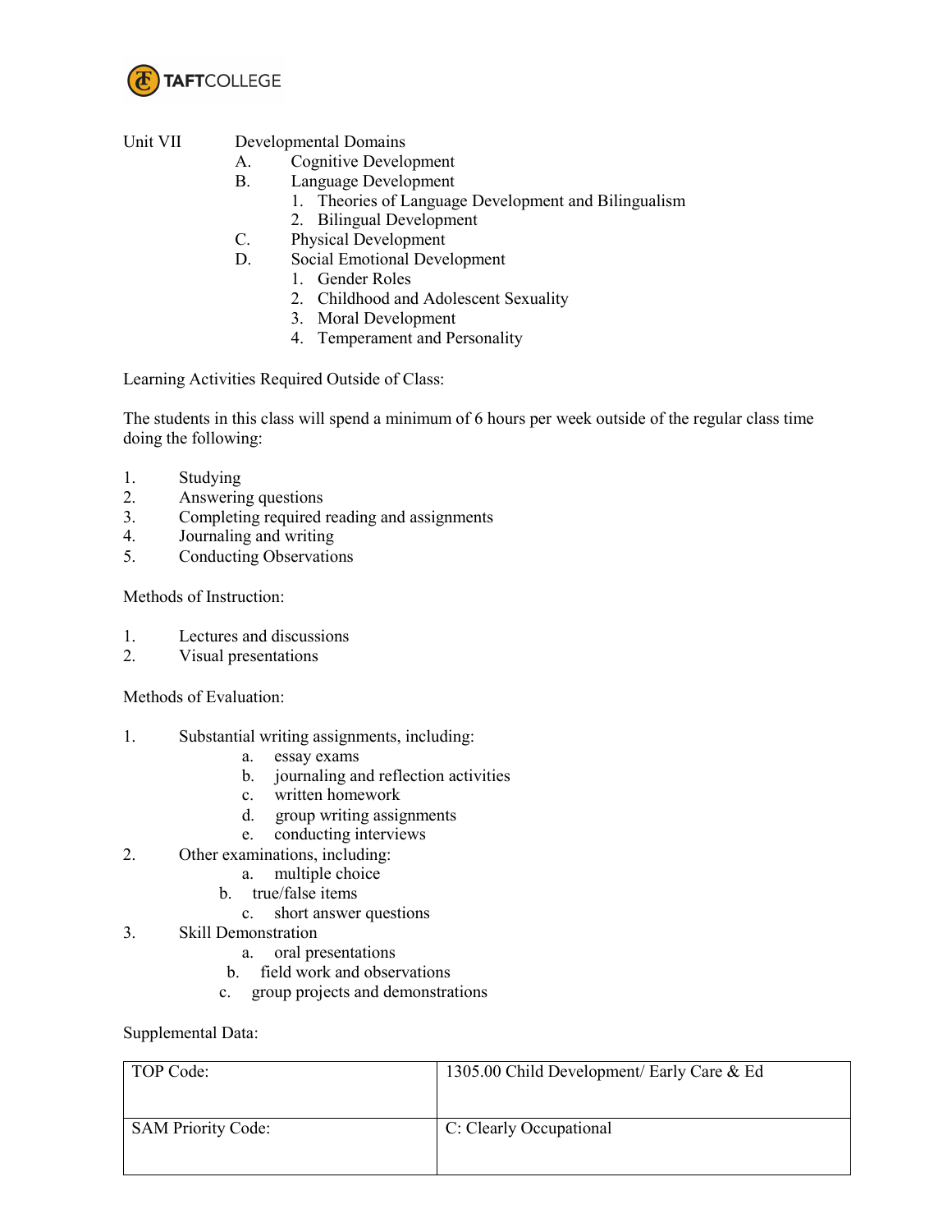Unit VII Developmental Domains

A. Cognitive Development
B. Language Development
   1. Theories of Language Development and Bilingualism
   2. Bilingual Development
C. Physical Development
D. Social Emotional Development
   1. Gender Roles
   2. Childhood and Adolescent Sexuality
   3. Moral Development
   4. Temperament and Personality

Learning Activities Required Outside of Class:

The students in this class will spend a minimum of 6 hours per week outside of the regular class time doing the following:

1. Studying
2. Answering questions
3. Completing required reading and assignments
4. Journaling and writing
5. Conducting Observations

Methods of Instruction:

1. Lectures and discussions
2. Visual presentations

Methods of Evaluation:

1. Substantial writing assignments, including:
   a. essay exams
   b. journaling and reflection activities
   c. written homework
   d. group writing assignments
   e. conducting interviews
2. Other examinations, including:
   a. multiple choice
   b. true/false items
   c. short answer questions
3. Skill Demonstration
   a. oral presentations
   b. field work and observations
   c. group projects and demonstrations

Supplemental Data:

| TOP Code: | 1305.00 Child Development/ Early Care & Ed |
|---|---|
| SAM Priority Code: | C: Clearly Occupational |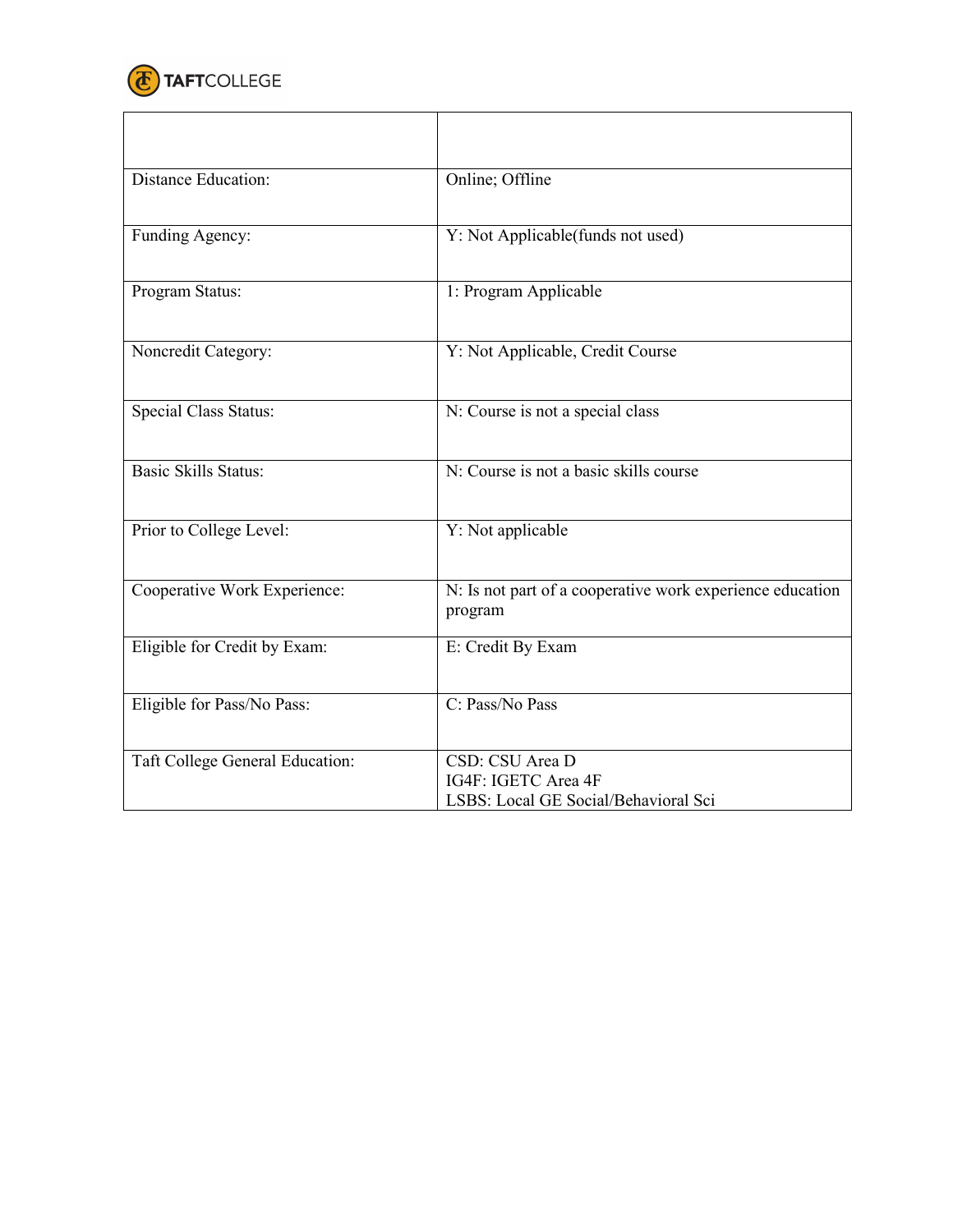| | |
|---|---|
| Distance Education: | Online; Offline |
| Funding Agency: | Y: Not Applicable(funds not used) |
| Program Status: | 1: Program Applicable |
| Noncredit Category: | Y: Not Applicable, Credit Course |
| Special Class Status: | N: Course is not a special class |
| Basic Skills Status: | N: Course is not a basic skills course |
| Prior to College Level: | Y: Not applicable |
| Cooperative Work Experience: | N: Is not part of a cooperative work experience education program |
| Eligible for Credit by Exam: | E: Credit By Exam |
| Eligible for Pass/No Pass: | C: Pass/No Pass |
| Taft College General Education: | CSD: CSU Area D<br>IG4F: IGETC Area 4F<br>LSBS: Local GE Social/Behavioral Sci |